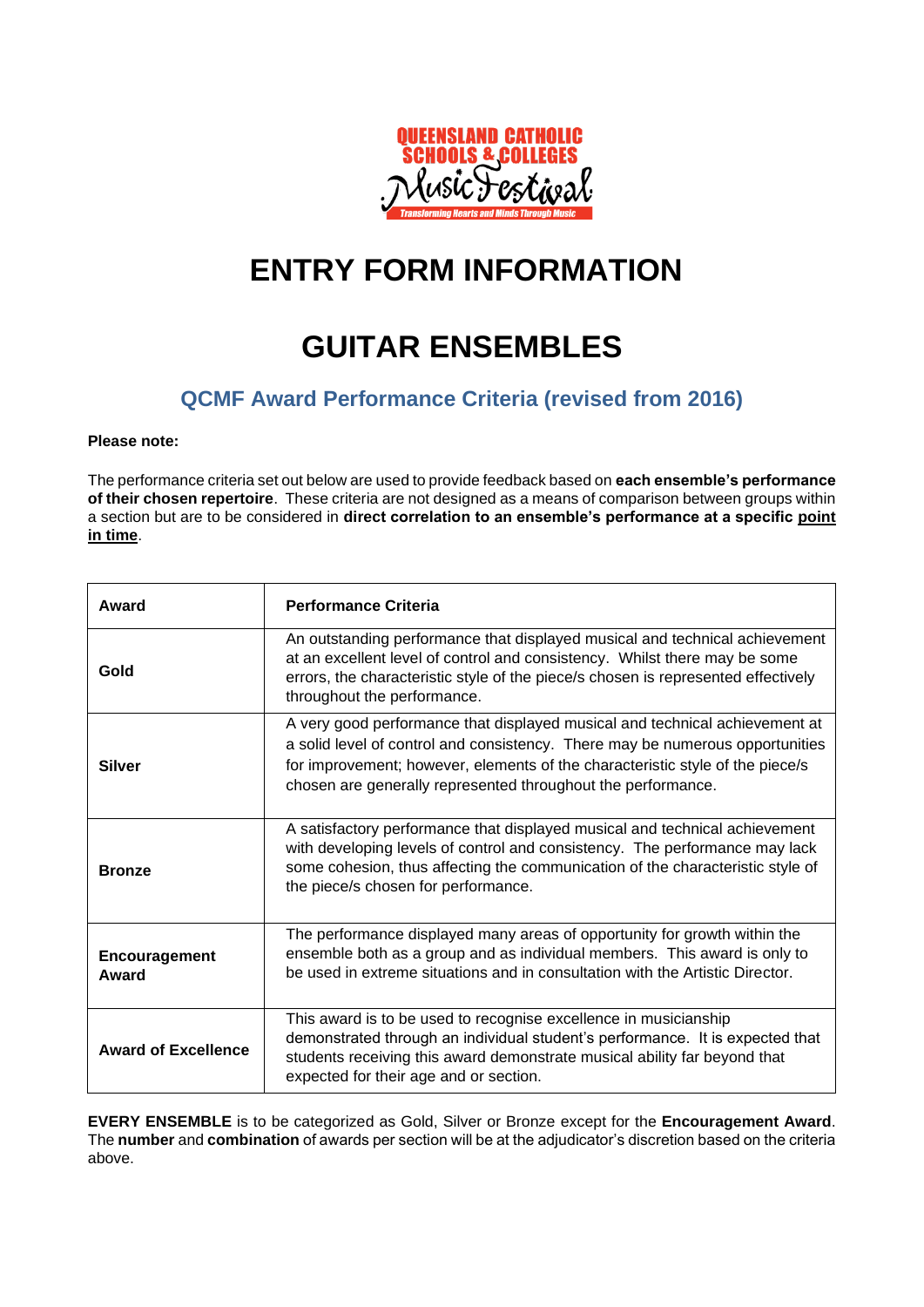# ENTRY FORM INFORMATION

# GUITAR ENSEMBLES

## QCMF Award Performance Criteria (revised from 2016)

**Please note:**

The performance criteria set out below are used to provide feedback based on **each ensemble's performance of their chosen repertoire**. These criteria are not designed as a means of comparison between groups within a section but are to be considered in **direct correlation to an ensemble's performance at a specific <u>point in time</u>**.

| Award | Performance Criteria |
|---|---|
| **Gold** | An outstanding performance that displayed musical and technical achievement at an excellent level of control and consistency. Whilst there may be some errors, the characteristic style of the piece/s chosen is represented effectively throughout the performance. |
| **Silver** | A very good performance that displayed musical and technical achievement at a solid level of control and consistency. There may be numerous opportunities for improvement; however, elements of the characteristic style of the piece/s chosen are generally represented throughout the performance. |
| **Bronze** | A satisfactory performance that displayed musical and technical achievement with developing levels of control and consistency. The performance may lack some cohesion, thus affecting the communication of the characteristic style of the piece/s chosen for performance. |
| **Encouragement Award** | The performance displayed many areas of opportunity for growth within the ensemble both as a group and as individual members. This award is only to be used in extreme situations and in consultation with the Artistic Director. |
| **Award of Excellence** | This award is to be used to recognise excellence in musicianship demonstrated through an individual student's performance. It is expected that students receiving this award demonstrate musical ability far beyond that expected for their age and or section. |

**EVERY ENSEMBLE** is to be categorized as Gold, Silver or Bronze except for the **Encouragement Award**. The **number** and **combination** of awards per section will be at the adjudicator's discretion based on the criteria above.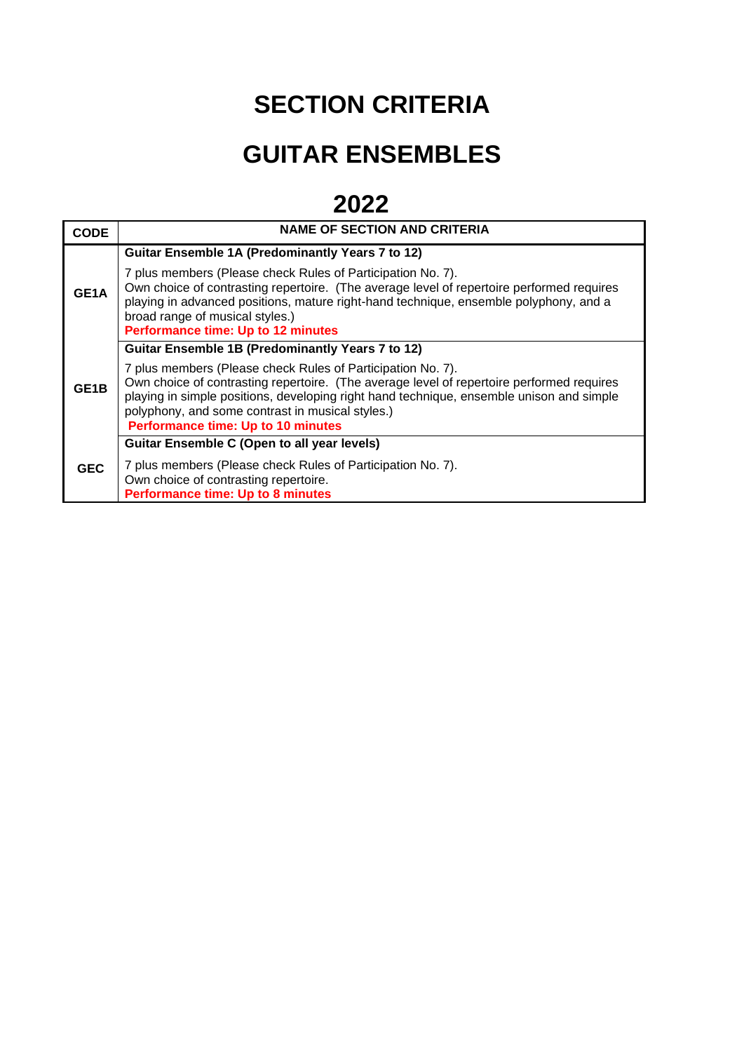# SECTION CRITERIA

# GUITAR ENSEMBLES

# 2022

| CODE | NAME OF SECTION AND CRITERIA |
|---|---|
| GE1A | **Guitar Ensemble 1A (Predominantly Years 7 to 12)**<br><br>7 plus members (Please check Rules of Participation No. 7).<br>Own choice of contrasting repertoire. (The average level of repertoire performed requires playing in advanced positions, mature right-hand technique, ensemble polyphony, and a broad range of musical styles.)<br>**Performance time: Up to 12 minutes** |
| GE1B | **Guitar Ensemble 1B (Predominantly Years 7 to 12)**<br><br>7 plus members (Please check Rules of Participation No. 7).<br>Own choice of contrasting repertoire. (The average level of repertoire performed requires playing in simple positions, developing right hand technique, ensemble unison and simple polyphony, and some contrast in musical styles.)<br>**Performance time: Up to 10 minutes** |
| GEC | **Guitar Ensemble C (Open to all year levels)**<br><br>7 plus members (Please check Rules of Participation No. 7).<br>Own choice of contrasting repertoire.<br>**Performance time: Up to 8 minutes** |